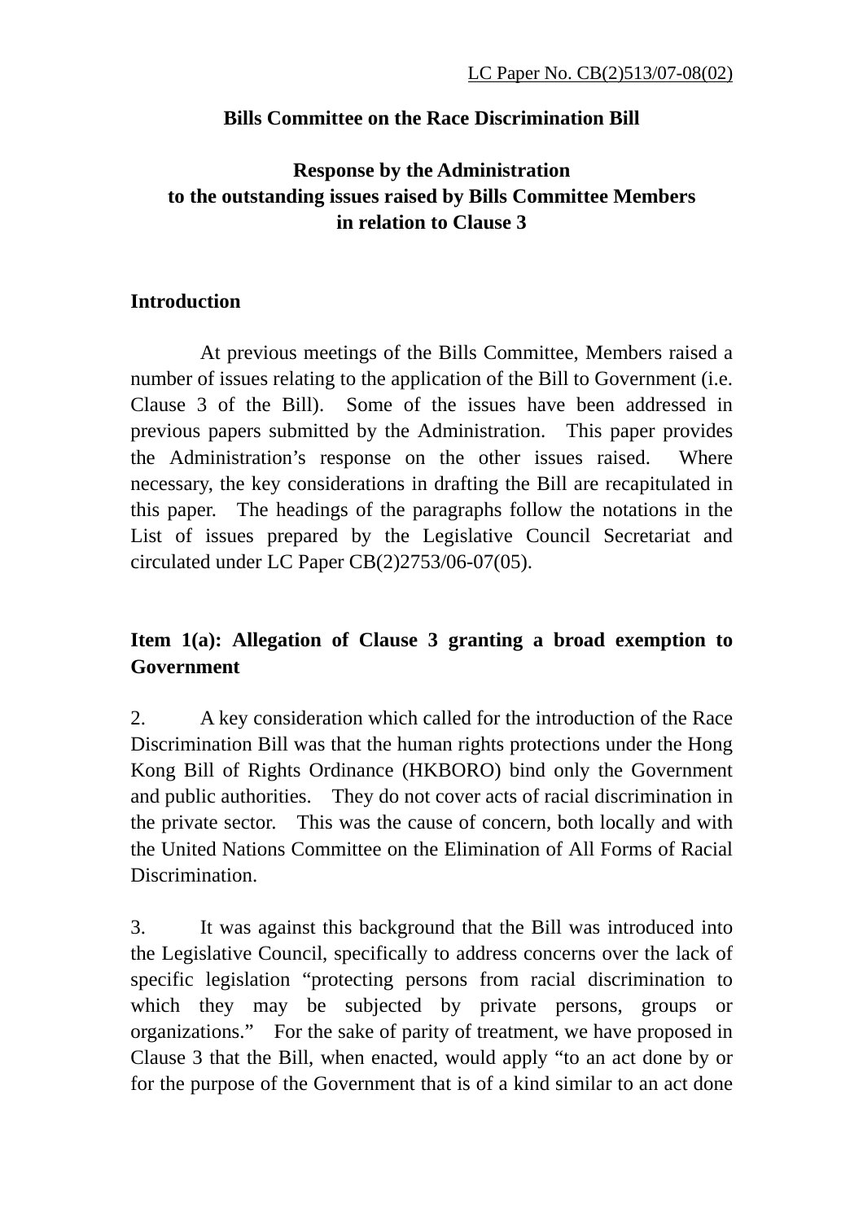LC Paper No. CB(2)513/07-08(02)

**Bills Committee on the Race Discrimination Bill**

**Response by the Administration to the outstanding issues raised by Bills Committee Members in relation to Clause 3**

**Introduction**

At previous meetings of the Bills Committee, Members raised a number of issues relating to the application of the Bill to Government (i.e. Clause 3 of the Bill). Some of the issues have been addressed in previous papers submitted by the Administration. This paper provides the Administration's response on the other issues raised. Where necessary, the key considerations in drafting the Bill are recapitulated in this paper. The headings of the paragraphs follow the notations in the List of issues prepared by the Legislative Council Secretariat and circulated under LC Paper CB(2)2753/06-07(05).

**Item 1(a): Allegation of Clause 3 granting a broad exemption to Government**

2. A key consideration which called for the introduction of the Race Discrimination Bill was that the human rights protections under the Hong Kong Bill of Rights Ordinance (HKBORO) bind only the Government and public authorities. They do not cover acts of racial discrimination in the private sector. This was the cause of concern, both locally and with the United Nations Committee on the Elimination of All Forms of Racial Discrimination.

3. It was against this background that the Bill was introduced into the Legislative Council, specifically to address concerns over the lack of specific legislation "protecting persons from racial discrimination to which they may be subjected by private persons, groups or organizations." For the sake of parity of treatment, we have proposed in Clause 3 that the Bill, when enacted, would apply "to an act done by or for the purpose of the Government that is of a kind similar to an act done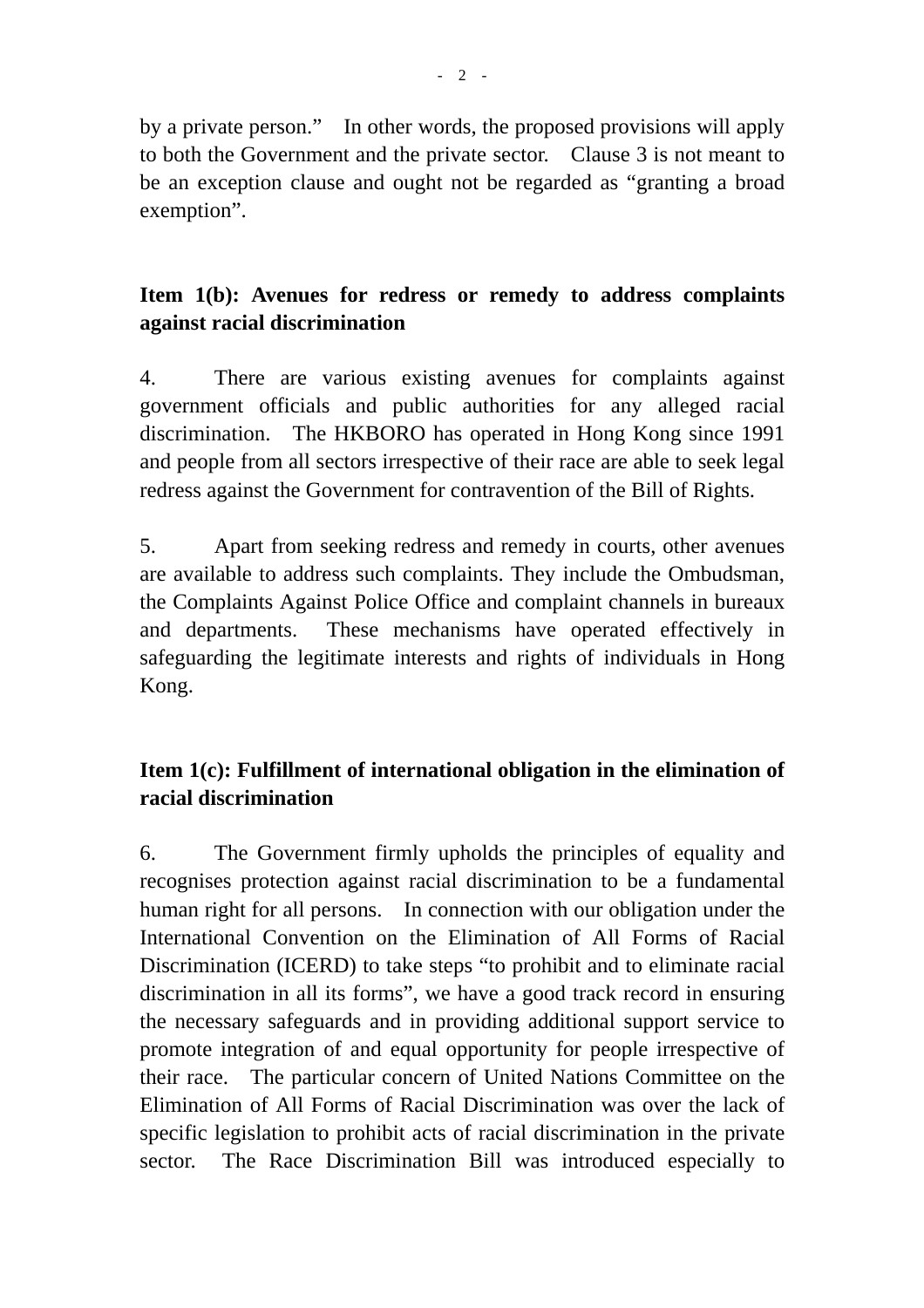by a private person." In other words, the proposed provisions will apply to both the Government and the private sector. Clause 3 is not meant to be an exception clause and ought not be regarded as "granting a broad exemption".

**Item 1(b): Avenues for redress or remedy to address complaints against racial discrimination**

4. There are various existing avenues for complaints against government officials and public authorities for any alleged racial discrimination. The HKBORO has operated in Hong Kong since 1991 and people from all sectors irrespective of their race are able to seek legal redress against the Government for contravention of the Bill of Rights.

5. Apart from seeking redress and remedy in courts, other avenues are available to address such complaints. They include the Ombudsman, the Complaints Against Police Office and complaint channels in bureaux and departments. These mechanisms have operated effectively in safeguarding the legitimate interests and rights of individuals in Hong Kong.

**Item 1(c): Fulfillment of international obligation in the elimination of racial discrimination**

6. The Government firmly upholds the principles of equality and recognises protection against racial discrimination to be a fundamental human right for all persons. In connection with our obligation under the International Convention on the Elimination of All Forms of Racial Discrimination (ICERD) to take steps "to prohibit and to eliminate racial discrimination in all its forms", we have a good track record in ensuring the necessary safeguards and in providing additional support service to promote integration of and equal opportunity for people irrespective of their race. The particular concern of United Nations Committee on the Elimination of All Forms of Racial Discrimination was over the lack of specific legislation to prohibit acts of racial discrimination in the private sector. The Race Discrimination Bill was introduced especially to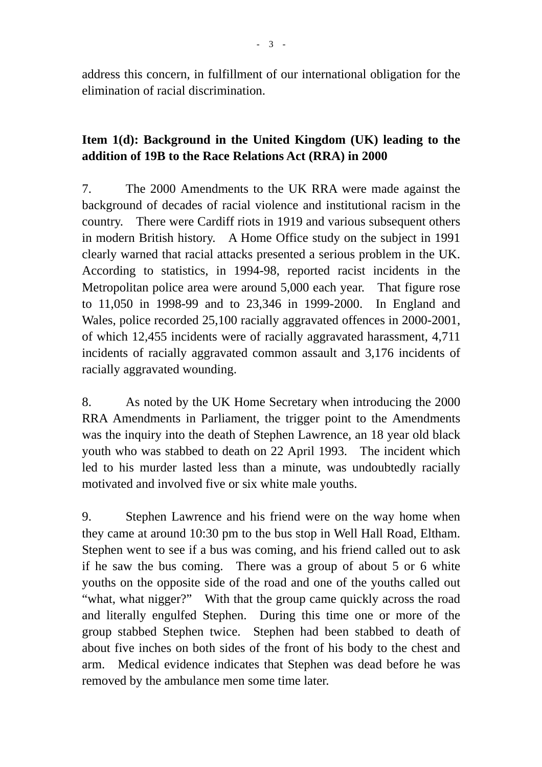address this concern, in fulfillment of our international obligation for the elimination of racial discrimination.

**Item 1(d): Background in the United Kingdom (UK) leading to the addition of 19B to the Race Relations Act (RRA) in 2000**

7. The 2000 Amendments to the UK RRA were made against the background of decades of racial violence and institutional racism in the country. There were Cardiff riots in 1919 and various subsequent others in modern British history. A Home Office study on the subject in 1991 clearly warned that racial attacks presented a serious problem in the UK. According to statistics, in 1994-98, reported racist incidents in the Metropolitan police area were around 5,000 each year. That figure rose to 11,050 in 1998-99 and to 23,346 in 1999-2000. In England and Wales, police recorded 25,100 racially aggravated offences in 2000-2001, of which 12,455 incidents were of racially aggravated harassment, 4,711 incidents of racially aggravated common assault and 3,176 incidents of racially aggravated wounding.

8. As noted by the UK Home Secretary when introducing the 2000 RRA Amendments in Parliament, the trigger point to the Amendments was the inquiry into the death of Stephen Lawrence, an 18 year old black youth who was stabbed to death on 22 April 1993. The incident which led to his murder lasted less than a minute, was undoubtedly racially motivated and involved five or six white male youths.

9. Stephen Lawrence and his friend were on the way home when they came at around 10:30 pm to the bus stop in Well Hall Road, Eltham. Stephen went to see if a bus was coming, and his friend called out to ask if he saw the bus coming. There was a group of about 5 or 6 white youths on the opposite side of the road and one of the youths called out "what, what nigger?" With that the group came quickly across the road and literally engulfed Stephen. During this time one or more of the group stabbed Stephen twice. Stephen had been stabbed to death of about five inches on both sides of the front of his body to the chest and arm. Medical evidence indicates that Stephen was dead before he was removed by the ambulance men some time later.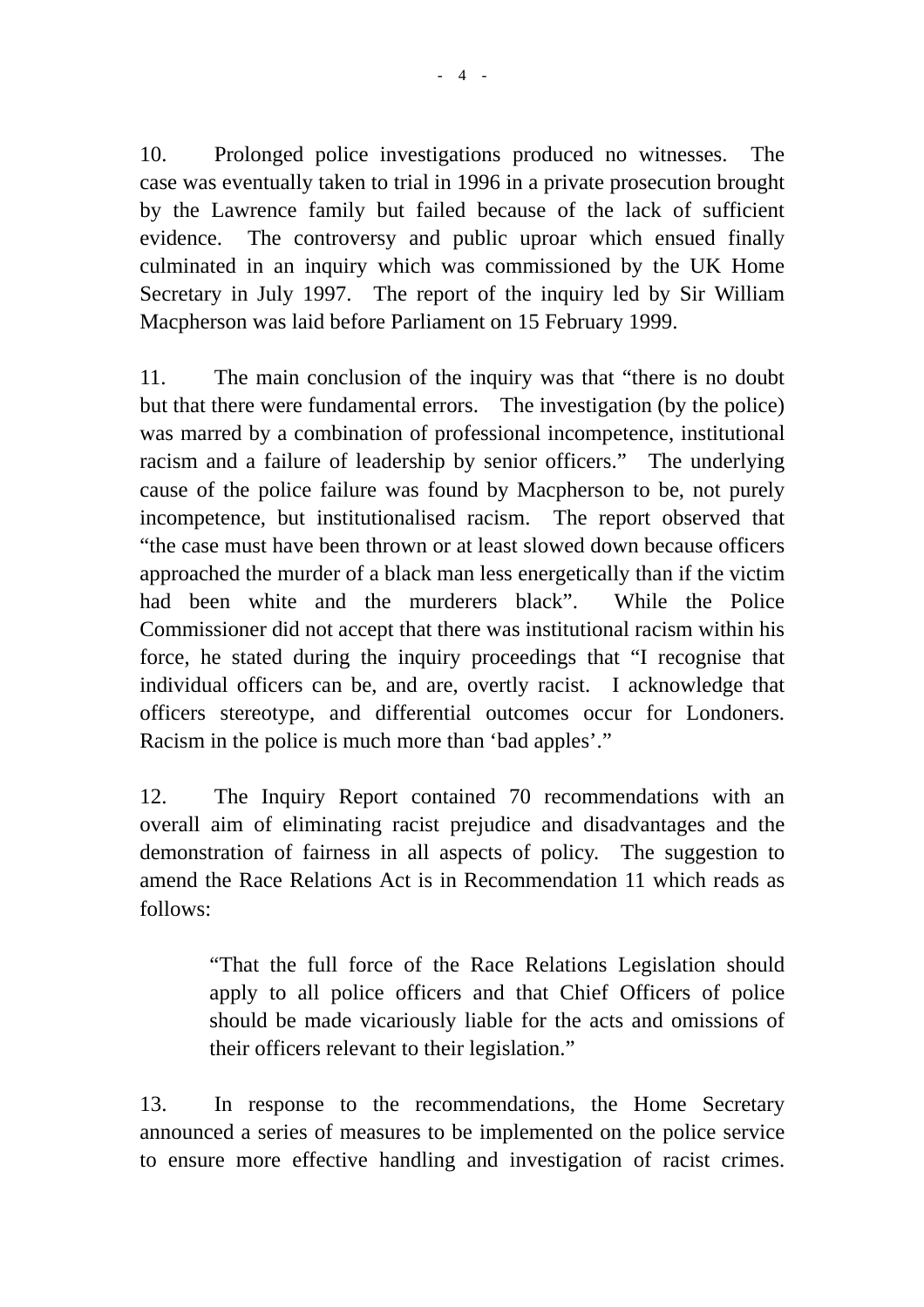10. Prolonged police investigations produced no witnesses. The case was eventually taken to trial in 1996 in a private prosecution brought by the Lawrence family but failed because of the lack of sufficient evidence. The controversy and public uproar which ensued finally culminated in an inquiry which was commissioned by the UK Home Secretary in July 1997. The report of the inquiry led by Sir William Macpherson was laid before Parliament on 15 February 1999.

11. The main conclusion of the inquiry was that "there is no doubt but that there were fundamental errors. The investigation (by the police) was marred by a combination of professional incompetence, institutional racism and a failure of leadership by senior officers." The underlying cause of the police failure was found by Macpherson to be, not purely incompetence, but institutionalised racism. The report observed that "the case must have been thrown or at least slowed down because officers approached the murder of a black man less energetically than if the victim had been white and the murderers black". While the Police Commissioner did not accept that there was institutional racism within his force, he stated during the inquiry proceedings that "I recognise that individual officers can be, and are, overtly racist. I acknowledge that officers stereotype, and differential outcomes occur for Londoners. Racism in the police is much more than 'bad apples'."

12. The Inquiry Report contained 70 recommendations with an overall aim of eliminating racist prejudice and disadvantages and the demonstration of fairness in all aspects of policy. The suggestion to amend the Race Relations Act is in Recommendation 11 which reads as follows:

> "That the full force of the Race Relations Legislation should apply to all police officers and that Chief Officers of police should be made vicariously liable for the acts and omissions of their officers relevant to their legislation."

13. In response to the recommendations, the Home Secretary announced a series of measures to be implemented on the police service to ensure more effective handling and investigation of racist crimes.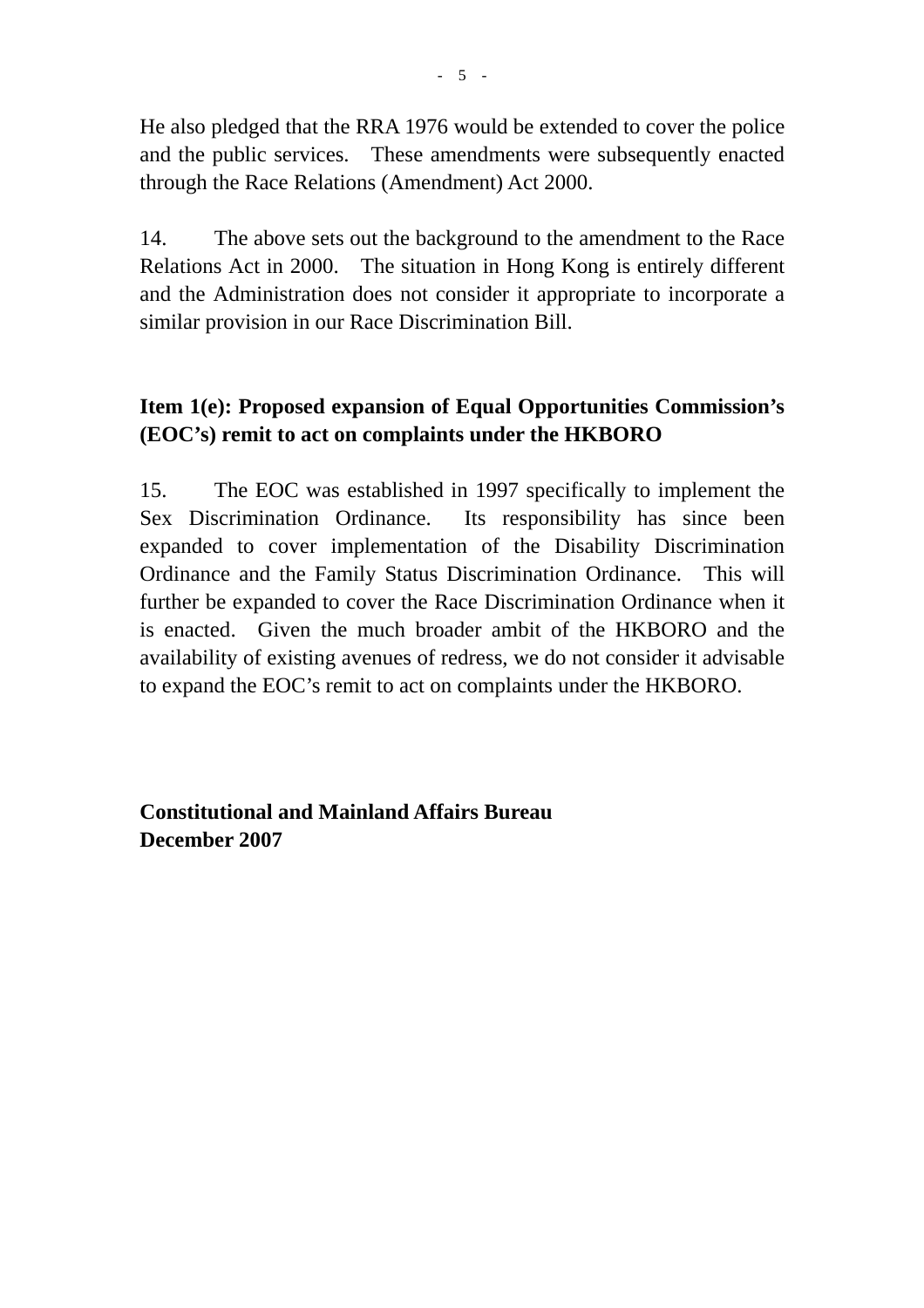He also pledged that the RRA 1976 would be extended to cover the police and the public services. These amendments were subsequently enacted through the Race Relations (Amendment) Act 2000.

14. The above sets out the background to the amendment to the Race Relations Act in 2000. The situation in Hong Kong is entirely different and the Administration does not consider it appropriate to incorporate a similar provision in our Race Discrimination Bill.

**Item 1(e): Proposed expansion of Equal Opportunities Commission's (EOC's) remit to act on complaints under the HKBORO**

15. The EOC was established in 1997 specifically to implement the Sex Discrimination Ordinance. Its responsibility has since been expanded to cover implementation of the Disability Discrimination Ordinance and the Family Status Discrimination Ordinance. This will further be expanded to cover the Race Discrimination Ordinance when it is enacted. Given the much broader ambit of the HKBORO and the availability of existing avenues of redress, we do not consider it advisable to expand the EOC's remit to act on complaints under the HKBORO.

**Constitutional and Mainland Affairs Bureau**
**December 2007**